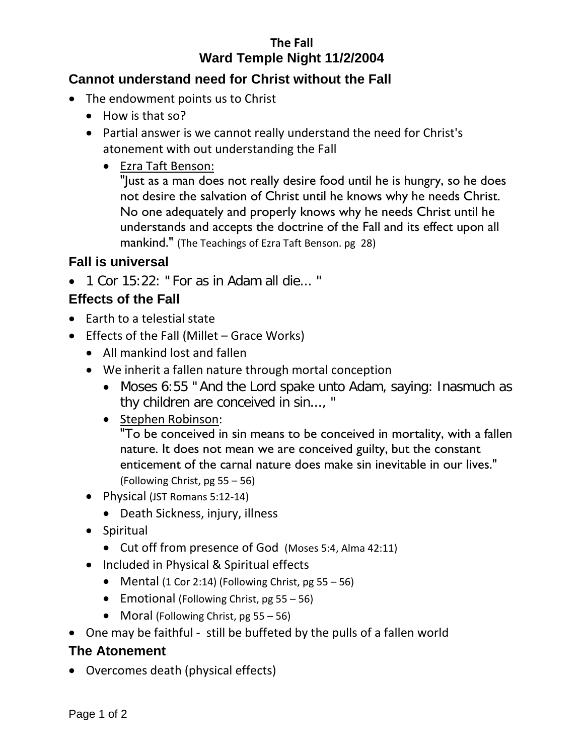# The Fall
# Ward Temple Night 11/2/2004

## Cannot understand need for Christ without the Fall

- The endowment points us to Christ
  - How is that so?
  - Partial answer is we cannot really understand the need for Christ's atonement with out understanding the Fall
    - Ezra Taft Benson:
      "Just as a man does not really desire food until he is hungry, so he does not desire the salvation of Christ until he knows why he needs Christ. No one adequately and properly knows why he needs Christ until he understands and accepts the doctrine of the Fall and its effect upon all mankind." (The Teachings of Ezra Taft Benson. pg 28)

## Fall is universal

- 1 Cor 15:22: "For as in Adam all die... "

## Effects of the Fall

- Earth to a telestial state
- Effects of the Fall (Millet – Grace Works)
  - All mankind lost and fallen
  - We inherit a fallen nature through mortal conception
    - Moses 6:55 "And the Lord spake unto Adam, saying: Inasmuch as thy children are conceived in sin..., "
    - Stephen Robinson:
      "To be conceived in sin means to be conceived in mortality, with a fallen nature. It does not mean we are conceived guilty, but the constant enticement of the carnal nature does make sin inevitable in our lives." (Following Christ, pg 55 – 56)
  - Physical (JST Romans 5:12-14)
    - Death Sickness, injury, illness
  - Spiritual
    - Cut off from presence of God (Moses 5:4, Alma 42:11)
  - Included in Physical & Spiritual effects
    - Mental (1 Cor 2:14) (Following Christ, pg 55 – 56)
    - Emotional (Following Christ, pg 55 – 56)
    - Moral (Following Christ, pg 55 – 56)
- One may be faithful - still be buffeted by the pulls of a fallen world

## The Atonement

- Overcomes death (physical effects)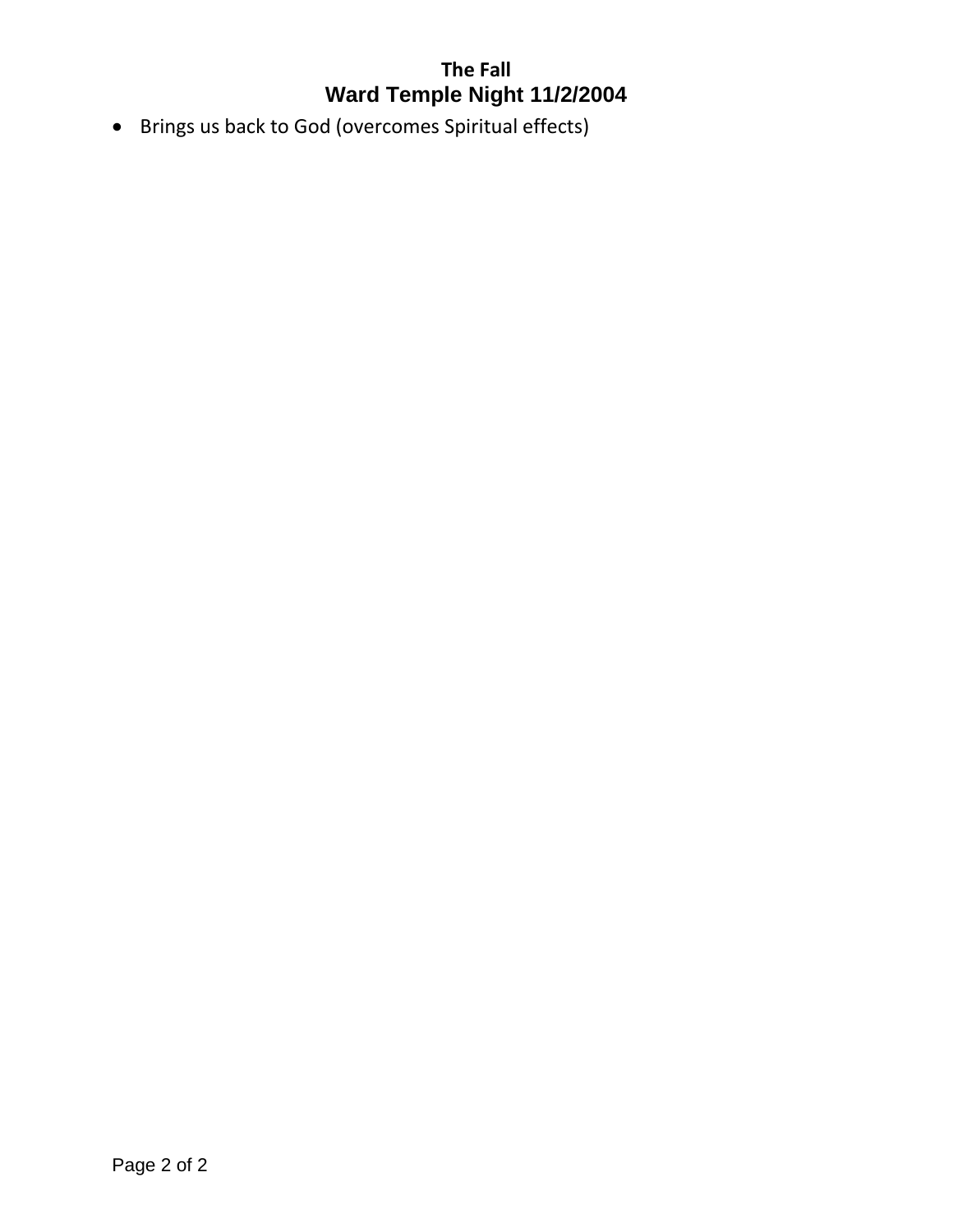- Brings us back to God (overcomes Spiritual effects)